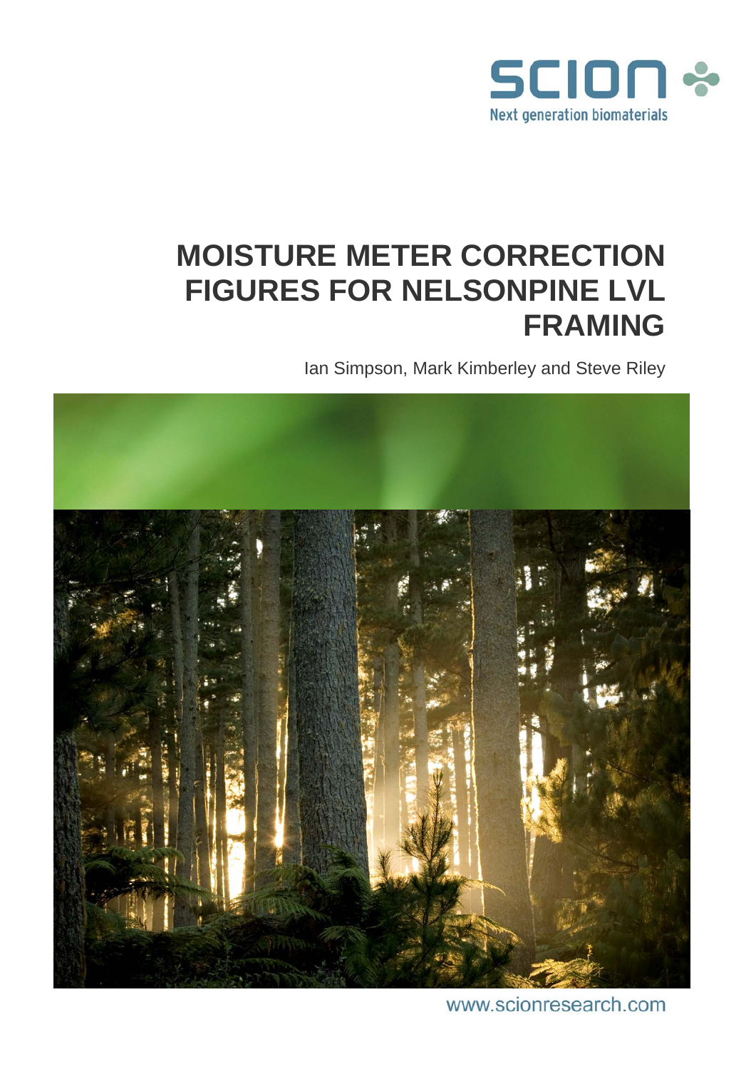SCION
Next generation biomaterials

# MOISTURE METER CORRECTION FIGURES FOR NELSONPINE LVL FRAMING

Ian Simpson, Mark Kimberley and Steve Riley

www.scionresearch.com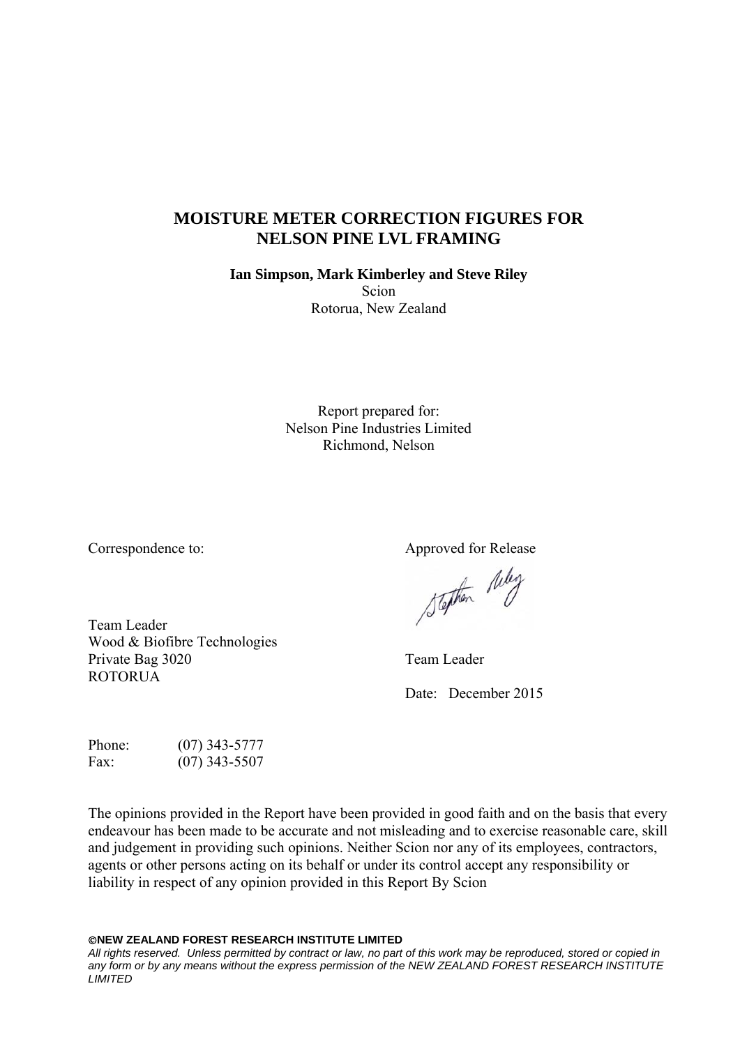# MOISTURE METER CORRECTION FIGURES FOR NELSON PINE LVL FRAMING

**Ian Simpson, Mark Kimberley and Steve Riley**
Scion
Rotorua, New Zealand

Report prepared for:
Nelson Pine Industries Limited
Richmond, Nelson

Correspondence to:

Team Leader
Wood & Biofibre Technologies
Private Bag 3020
ROTORUA

Approved for Release

Team Leader

Date: December 2015

Phone: (07) 343-5777
Fax: (07) 343-5507

The opinions provided in the Report have been provided in good faith and on the basis that every endeavour has been made to be accurate and not misleading and to exercise reasonable care, skill and judgement in providing such opinions. Neither Scion nor any of its employees, contractors, agents or other persons acting on its behalf or under its control accept any responsibility or liability in respect of any opinion provided in this Report By Scion

**©NEW ZEALAND FOREST RESEARCH INSTITUTE LIMITED**
*All rights reserved. Unless permitted by contract or law, no part of this work may be reproduced, stored or copied in any form or by any means without the express permission of the NEW ZEALAND FOREST RESEARCH INSTITUTE LIMITED*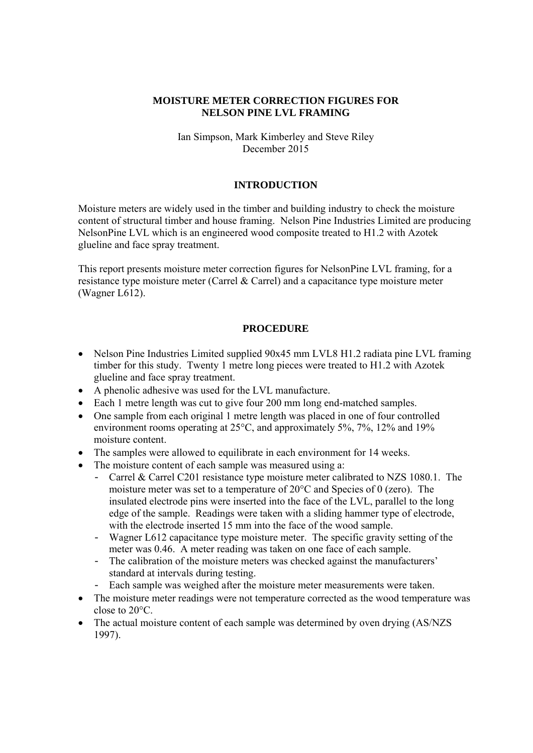**MOISTURE METER CORRECTION FIGURES FOR NELSON PINE LVL FRAMING**

Ian Simpson, Mark Kimberley and Steve Riley
December 2015

## INTRODUCTION

Moisture meters are widely used in the timber and building industry to check the moisture content of structural timber and house framing. Nelson Pine Industries Limited are producing NelsonPine LVL which is an engineered wood composite treated to H1.2 with Azotek glueline and face spray treatment.

This report presents moisture meter correction figures for NelsonPine LVL framing, for a resistance type moisture meter (Carrel & Carrel) and a capacitance type moisture meter (Wagner L612).

## PROCEDURE

- Nelson Pine Industries Limited supplied 90x45 mm LVL8 H1.2 radiata pine LVL framing timber for this study. Twenty 1 metre long pieces were treated to H1.2 with Azotek glueline and face spray treatment.
- A phenolic adhesive was used for the LVL manufacture.
- Each 1 metre length was cut to give four 200 mm long end-matched samples.
- One sample from each original 1 metre length was placed in one of four controlled environment rooms operating at 25°C, and approximately 5%, 7%, 12% and 19% moisture content.
- The samples were allowed to equilibrate in each environment for 14 weeks.
- The moisture content of each sample was measured using a:
  - Carrel & Carrel C201 resistance type moisture meter calibrated to NZS 1080.1. The moisture meter was set to a temperature of 20°C and Species of 0 (zero). The insulated electrode pins were inserted into the face of the LVL, parallel to the long edge of the sample. Readings were taken with a sliding hammer type of electrode, with the electrode inserted 15 mm into the face of the wood sample.
  - Wagner L612 capacitance type moisture meter. The specific gravity setting of the meter was 0.46. A meter reading was taken on one face of each sample.
  - The calibration of the moisture meters was checked against the manufacturers' standard at intervals during testing.
  - Each sample was weighed after the moisture meter measurements were taken.
- The moisture meter readings were not temperature corrected as the wood temperature was close to 20°C.
- The actual moisture content of each sample was determined by oven drying (AS/NZS 1997).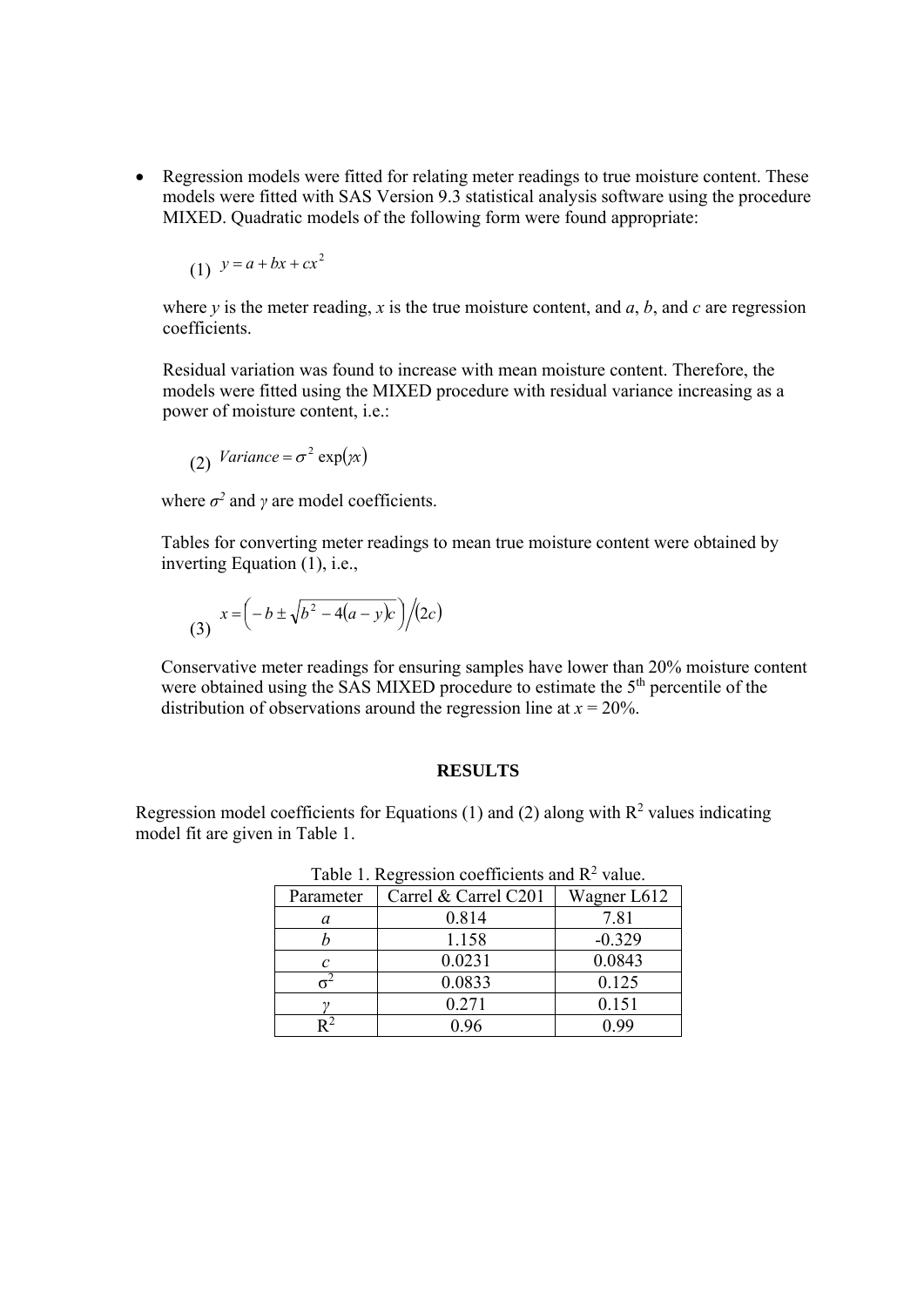- Regression models were fitted for relating meter readings to true moisture content. These models were fitted with SAS Version 9.3 statistical analysis software using the procedure MIXED. Quadratic models of the following form were found appropriate:

  (1) $y = a + bx + cx^2$

  where *y* is the meter reading, *x* is the true moisture content, and *a*, *b*, and *c* are regression coefficients.

  Residual variation was found to increase with mean moisture content. Therefore, the models were fitted using the MIXED procedure with residual variance increasing as a power of moisture content, i.e.:

  (2) $Variance = \sigma^2 \exp(\gamma x)$

  where $\sigma^2$ and $\gamma$ are model coefficients.

  Tables for converting meter readings to mean true moisture content were obtained by inverting Equation (1), i.e.,

  (3) $x = \left(-b \pm \sqrt{b^2 - 4(a-y)c}\right) \Big/ (2c)$

  Conservative meter readings for ensuring samples have lower than 20% moisture content were obtained using the SAS MIXED procedure to estimate the 5th percentile of the distribution of observations around the regression line at $x = 20\%$.

## RESULTS

Regression model coefficients for Equations (1) and (2) along with $R^2$ values indicating model fit are given in Table 1.

Table 1. Regression coefficients and $R^2$ value.

| Parameter | Carrel & Carrel C201 | Wagner L612 |
|---|---|---|
| $a$ | 0.814 | 7.81 |
| $b$ | 1.158 | -0.329 |
| $c$ | 0.0231 | 0.0843 |
| $\sigma^2$ | 0.0833 | 0.125 |
| $\gamma$ | 0.271 | 0.151 |
| $R^2$ | 0.96 | 0.99 |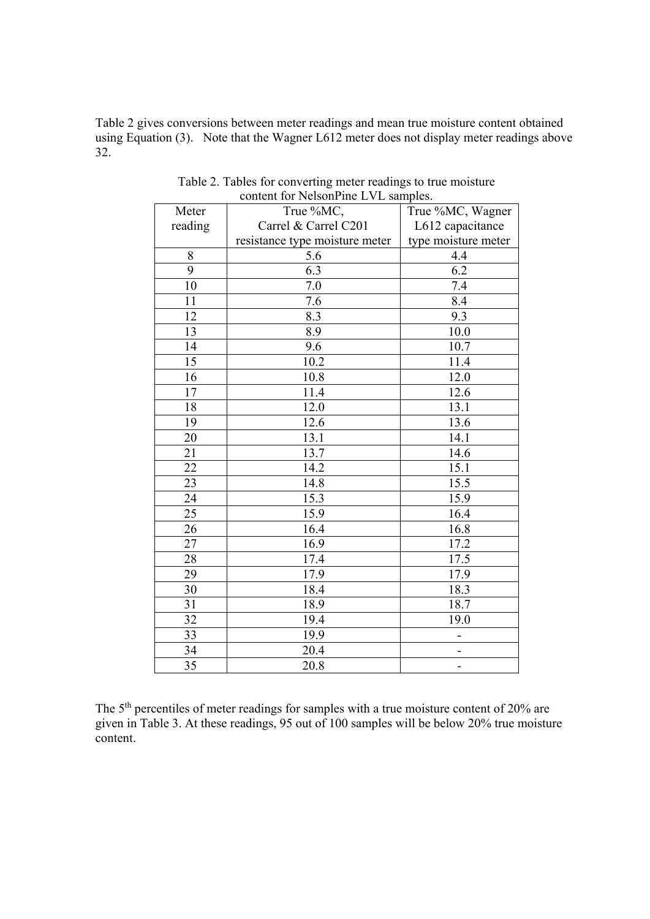Table 2 gives conversions between meter readings and mean true moisture content obtained using Equation (3). Note that the Wagner L612 meter does not display meter readings above 32.

Table 2. Tables for converting meter readings to true moisture content for NelsonPine LVL samples.

| Meter reading | True %MC, Carrel & Carrel C201 resistance type moisture meter | True %MC, Wagner L612 capacitance type moisture meter |
|---|---|---|
| 8 | 5.6 | 4.4 |
| 9 | 6.3 | 6.2 |
| 10 | 7.0 | 7.4 |
| 11 | 7.6 | 8.4 |
| 12 | 8.3 | 9.3 |
| 13 | 8.9 | 10.0 |
| 14 | 9.6 | 10.7 |
| 15 | 10.2 | 11.4 |
| 16 | 10.8 | 12.0 |
| 17 | 11.4 | 12.6 |
| 18 | 12.0 | 13.1 |
| 19 | 12.6 | 13.6 |
| 20 | 13.1 | 14.1 |
| 21 | 13.7 | 14.6 |
| 22 | 14.2 | 15.1 |
| 23 | 14.8 | 15.5 |
| 24 | 15.3 | 15.9 |
| 25 | 15.9 | 16.4 |
| 26 | 16.4 | 16.8 |
| 27 | 16.9 | 17.2 |
| 28 | 17.4 | 17.5 |
| 29 | 17.9 | 17.9 |
| 30 | 18.4 | 18.3 |
| 31 | 18.9 | 18.7 |
| 32 | 19.4 | 19.0 |
| 33 | 19.9 | - |
| 34 | 20.4 | - |
| 35 | 20.8 | - |

The 5$^{th}$ percentiles of meter readings for samples with a true moisture content of 20% are given in Table 3. At these readings, 95 out of 100 samples will be below 20% true moisture content.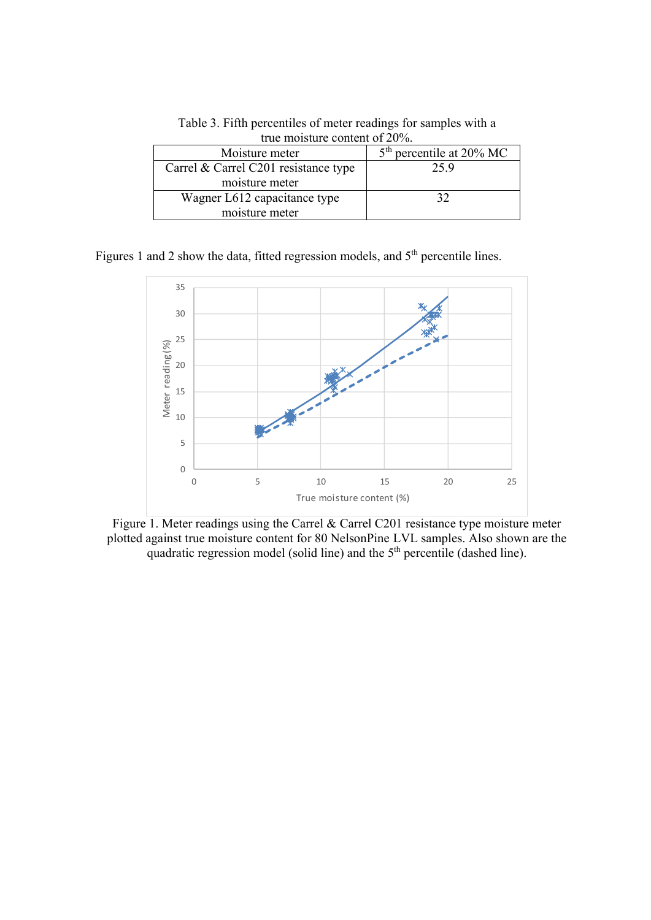Table 3. Fifth percentiles of meter readings for samples with a true moisture content of 20%.

| Moisture meter | 5th percentile at 20% MC |
|---|---|
| Carrel & Carrel C201 resistance type moisture meter | 25.9 |
| Wagner L612 capacitance type moisture meter | 32 |

Figures 1 and 2 show the data, fitted regression models, and 5th percentile lines.

Figure 1. Meter readings using the Carrel & Carrel C201 resistance type moisture meter plotted against true moisture content for 80 NelsonPine LVL samples. Also shown are the quadratic regression model (solid line) and the 5th percentile (dashed line).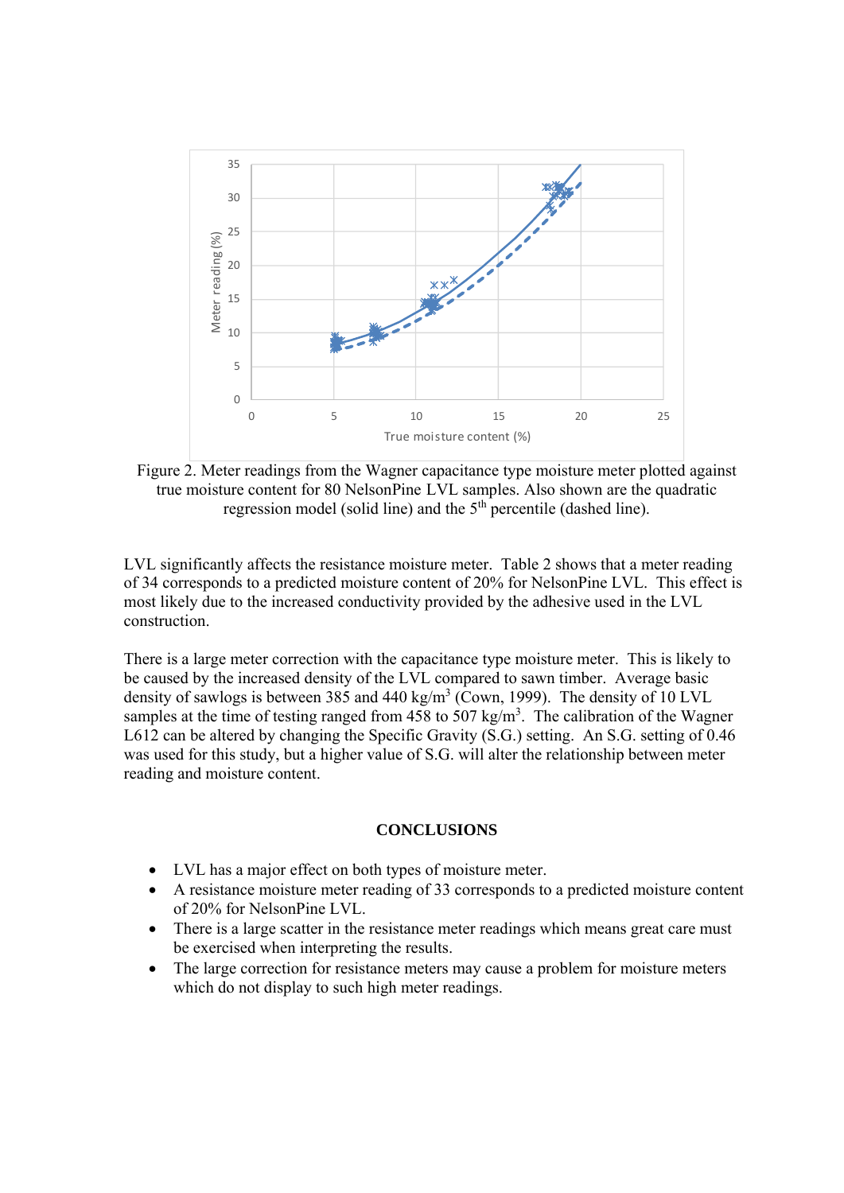Figure 2. Meter readings from the Wagner capacitance type moisture meter plotted against true moisture content for 80 NelsonPine LVL samples. Also shown are the quadratic regression model (solid line) and the 5th percentile (dashed line).

LVL significantly affects the resistance moisture meter. Table 2 shows that a meter reading of 34 corresponds to a predicted moisture content of 20% for NelsonPine LVL. This effect is most likely due to the increased conductivity provided by the adhesive used in the LVL construction.

There is a large meter correction with the capacitance type moisture meter. This is likely to be caused by the increased density of the LVL compared to sawn timber. Average basic density of sawlogs is between 385 and 440 kg/m$^3$ (Cown, 1999). The density of 10 LVL samples at the time of testing ranged from 458 to 507 kg/m$^3$. The calibration of the Wagner L612 can be altered by changing the Specific Gravity (S.G.) setting. An S.G. setting of 0.46 was used for this study, but a higher value of S.G. will alter the relationship between meter reading and moisture content.

## CONCLUSIONS

- LVL has a major effect on both types of moisture meter.
- A resistance moisture meter reading of 33 corresponds to a predicted moisture content of 20% for NelsonPine LVL.
- There is a large scatter in the resistance meter readings which means great care must be exercised when interpreting the results.
- The large correction for resistance meters may cause a problem for moisture meters which do not display to such high meter readings.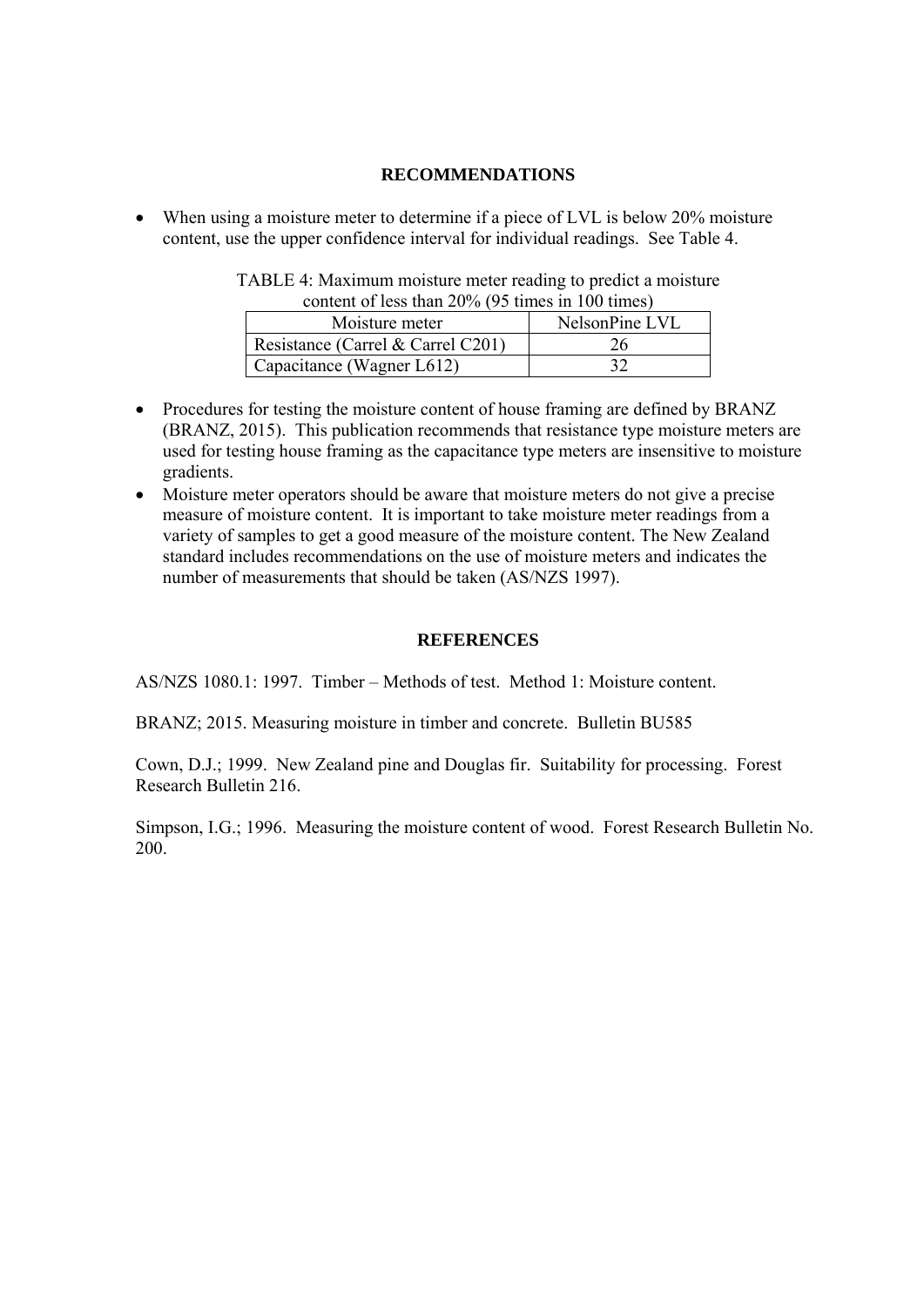## RECOMMENDATIONS

- When using a moisture meter to determine if a piece of LVL is below 20% moisture content, use the upper confidence interval for individual readings. See Table 4.

TABLE 4: Maximum moisture meter reading to predict a moisture content of less than 20% (95 times in 100 times)

| Moisture meter | NelsonPine LVL |
|---|---|
| Resistance (Carrel & Carrel C201) | 26 |
| Capacitance (Wagner L612) | 32 |

- Procedures for testing the moisture content of house framing are defined by BRANZ (BRANZ, 2015). This publication recommends that resistance type moisture meters are used for testing house framing as the capacitance type meters are insensitive to moisture gradients.
- Moisture meter operators should be aware that moisture meters do not give a precise measure of moisture content. It is important to take moisture meter readings from a variety of samples to get a good measure of the moisture content. The New Zealand standard includes recommendations on the use of moisture meters and indicates the number of measurements that should be taken (AS/NZS 1997).

## REFERENCES

AS/NZS 1080.1: 1997. Timber – Methods of test. Method 1: Moisture content.

BRANZ; 2015. Measuring moisture in timber and concrete. Bulletin BU585

Cown, D.J.; 1999. New Zealand pine and Douglas fir. Suitability for processing. Forest Research Bulletin 216.

Simpson, I.G.; 1996. Measuring the moisture content of wood. Forest Research Bulletin No. 200.